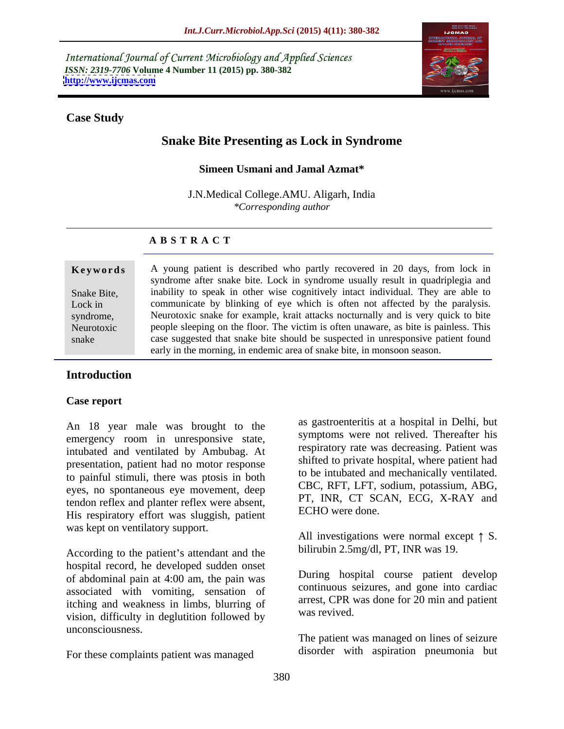International Journal of Current Microbiology and Applied Sciences
*ISSN: 2319-7706* **Volume 4 Number 11 (2015) pp. 380-382**
**http://www.ijcmas.com**

**Case Study**

# Snake Bite Presenting as Lock in Syndrome

**Simeen Usmani and Jamal Azmat***

J.N.Medical College.AMU. Aligarh, India
*\*Corresponding author*

## ABSTRACT

**Keywords**

Snake Bite, Lock in syndrome, Neurotoxic snake

A young patient is described who partly recovered in 20 days, from lock in syndrome after snake bite. Lock in syndrome usually result in quadriplegia and inability to speak in other wise cognitively intact individual. They are able to communicate by blinking of eye which is often not affected by the paralysis. Neurotoxic snake for example, krait attacks nocturnally and is very quick to bite people sleeping on the floor. The victim is often unaware, as bite is painless. This case suggested that snake bite should be suspected in unresponsive patient found early in the morning, in endemic area of snake bite, in monsoon season.

## Introduction

### Case report

An 18 year male was brought to the emergency room in unresponsive state, intubated and ventilated by Ambubag. At presentation, patient had no motor response to painful stimuli, there was ptosis in both eyes, no spontaneous eye movement, deep tendon reflex and planter reflex were absent, His respiratory effort was sluggish, patient was kept on ventilatory support.

According to the patient's attendant and the hospital record, he developed sudden onset of abdominal pain at 4:00 am, the pain was associated with vomiting, sensation of itching and weakness in limbs, blurring of vision, difficulty in deglutition followed by unconsciousness.

For these complaints patient was managed as gastroenteritis at a hospital in Delhi, but symptoms were not relived. Thereafter his respiratory rate was decreasing. Patient was shifted to private hospital, where patient had to be intubated and mechanically ventilated. CBC, RFT, LFT, sodium, potassium, ABG, PT, INR, CT SCAN, ECG, X-RAY and ECHO were done.

All investigations were normal except ↑ S. bilirubin 2.5mg/dl, PT, INR was 19.

During hospital course patient develop continuous seizures, and gone into cardiac arrest, CPR was done for 20 min and patient was revived.

The patient was managed on lines of seizure disorder with aspiration pneumonia but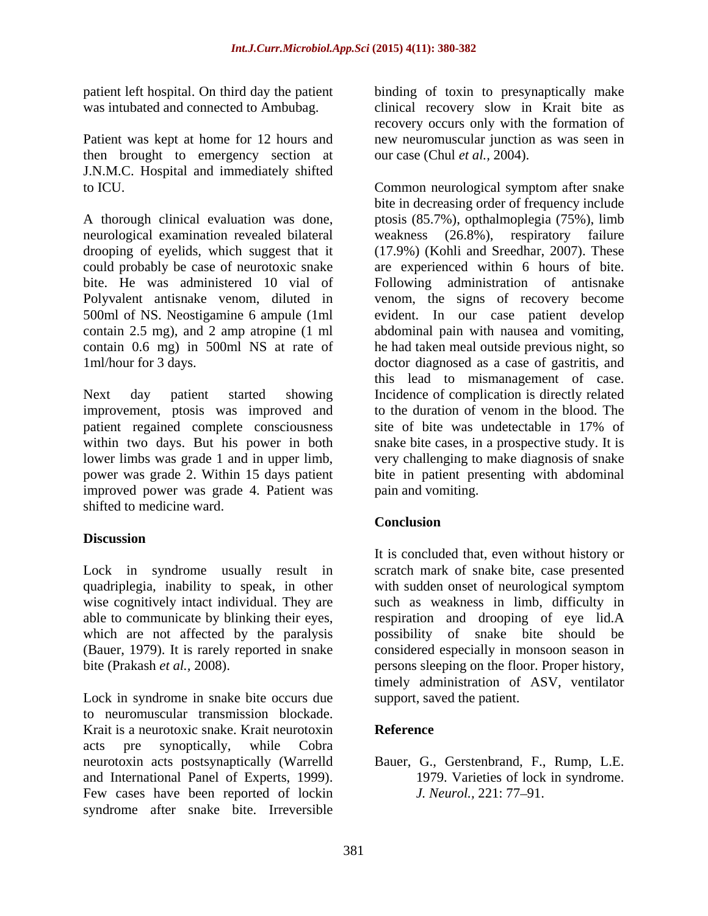patient left hospital. On third day the patient was intubated and connected to Ambubag.

Patient was kept at home for 12 hours and then brought to emergency section at J.N.M.C. Hospital and immediately shifted to ICU.

A thorough clinical evaluation was done, neurological examination revealed bilateral drooping of eyelids, which suggest that it could probably be case of neurotoxic snake bite. He was administered 10 vial of Polyvalent antisnake venom, diluted in 500ml of NS. Neostigamine 6 ampule (1ml contain 2.5 mg), and 2 amp atropine (1 ml contain 0.6 mg) in 500ml NS at rate of 1ml/hour for 3 days.

Next day patient started showing improvement, ptosis was improved and patient regained complete consciousness within two days. But his power in both lower limbs was grade 1 and in upper limb, power was grade 2. Within 15 days patient improved power was grade 4. Patient was shifted to medicine ward.

## Discussion

Lock in syndrome usually result in quadriplegia, inability to speak, in other wise cognitively intact individual. They are able to communicate by blinking their eyes, which are not affected by the paralysis (Bauer, 1979). It is rarely reported in snake bite (Prakash *et al.,* 2008).

Lock in syndrome in snake bite occurs due to neuromuscular transmission blockade. Krait is a neurotoxic snake. Krait neurotoxin acts pre synoptically, while Cobra neurotoxin acts postsynaptically (Warrelld and International Panel of Experts, 1999). Few cases have been reported of lockin syndrome after snake bite. Irreversible binding of toxin to presynaptically make clinical recovery slow in Krait bite as recovery occurs only with the formation of new neuromuscular junction as was seen in our case (Chul *et al.,* 2004).

Common neurological symptom after snake bite in decreasing order of frequency include ptosis (85.7%), opthalmoplegia (75%), limb weakness (26.8%), respiratory failure (17.9%) (Kohli and Sreedhar, 2007). These are experienced within 6 hours of bite. Following administration of antisnake venom, the signs of recovery become evident. In our case patient develop abdominal pain with nausea and vomiting, he had taken meal outside previous night, so doctor diagnosed as a case of gastritis, and this lead to mismanagement of case. Incidence of complication is directly related to the duration of venom in the blood. The site of bite was undetectable in 17% of snake bite cases, in a prospective study. It is very challenging to make diagnosis of snake bite in patient presenting with abdominal pain and vomiting.

## Conclusion

It is concluded that, even without history or scratch mark of snake bite, case presented with sudden onset of neurological symptom such as weakness in limb, difficulty in respiration and drooping of eye lid.A possibility of snake bite should be considered especially in monsoon season in persons sleeping on the floor. Proper history, timely administration of ASV, ventilator support, saved the patient.

## Reference

Bauer, G., Gerstenbrand, F., Rump, L.E. 1979. Varieties of lock in syndrome. *J. Neurol.,* 221: 77–91.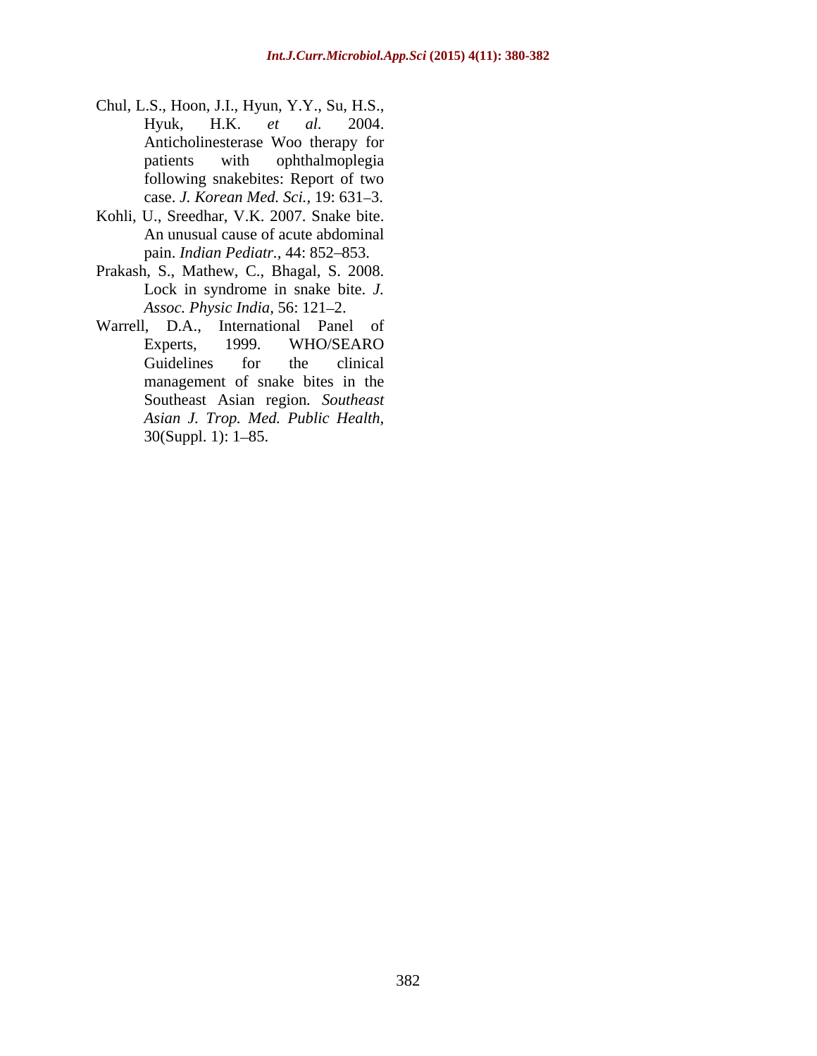Chul, L.S., Hoon, J.I., Hyun, Y.Y., Su, H.S., Hyuk, H.K. *et al.* 2004. Anticholinesterase Woo therapy for patients with ophthalmoplegia following snakebites: Report of two case. *J. Korean Med. Sci.,* 19: 631–3.

Kohli, U., Sreedhar, V.K. 2007. Snake bite. An unusual cause of acute abdominal pain. *Indian Pediatr.,* 44: 852–853.

Prakash, S., Mathew, C., Bhagal, S. 2008. Lock in syndrome in snake bite. *J. Assoc. Physic India,* 56: 121–2.

Warrell, D.A., International Panel of Experts, 1999. WHO/SEARO Guidelines for the clinical management of snake bites in the Southeast Asian region. *Southeast Asian J. Trop. Med. Public Health,* 30(Suppl. 1): 1–85.